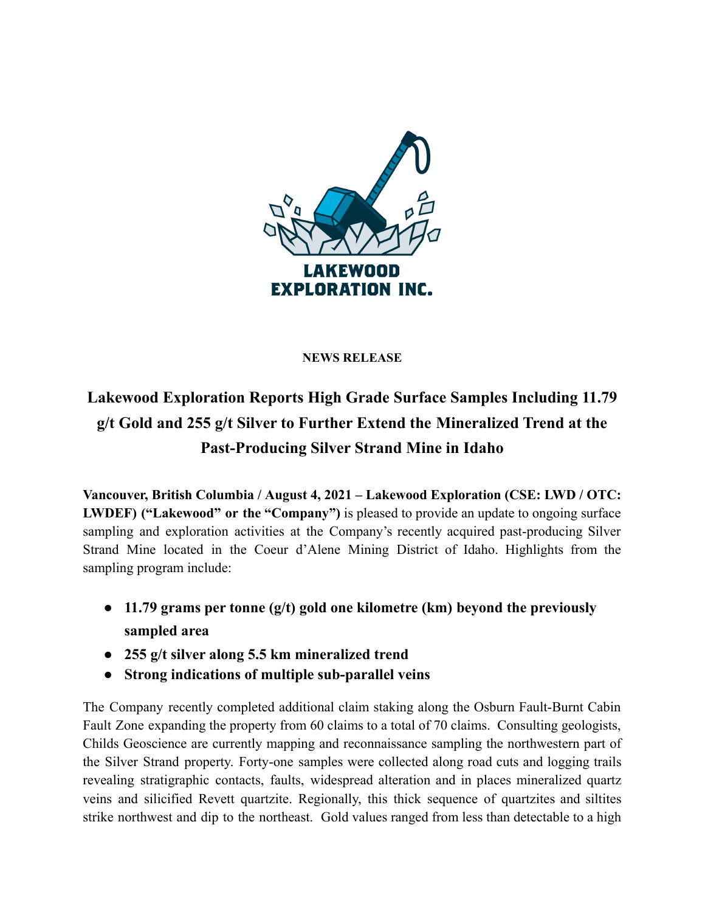**LAKEWOOD EXPLORATION INC.**

**NEWS RELEASE**

# Lakewood Exploration Reports High Grade Surface Samples Including 11.79 g/t Gold and 255 g/t Silver to Further Extend the Mineralized Trend at the Past-Producing Silver Strand Mine in Idaho

**Vancouver, British Columbia / August 4, 2021 – Lakewood Exploration (CSE: LWD / OTC: LWDEF) ("Lakewood" or the "Company")** is pleased to provide an update to ongoing surface sampling and exploration activities at the Company's recently acquired past-producing Silver Strand Mine located in the Coeur d'Alene Mining District of Idaho. Highlights from the sampling program include:

- **11.79 grams per tonne (g/t) gold one kilometre (km) beyond the previously sampled area**
- **255 g/t silver along 5.5 km mineralized trend**
- **Strong indications of multiple sub-parallel veins**

The Company recently completed additional claim staking along the Osburn Fault-Burnt Cabin Fault Zone expanding the property from 60 claims to a total of 70 claims. Consulting geologists, Childs Geoscience are currently mapping and reconnaissance sampling the northwestern part of the Silver Strand property. Forty-one samples were collected along road cuts and logging trails revealing stratigraphic contacts, faults, widespread alteration and in places mineralized quartz veins and silicified Revett quartzite. Regionally, this thick sequence of quartzites and siltites strike northwest and dip to the northeast. Gold values ranged from less than detectable to a high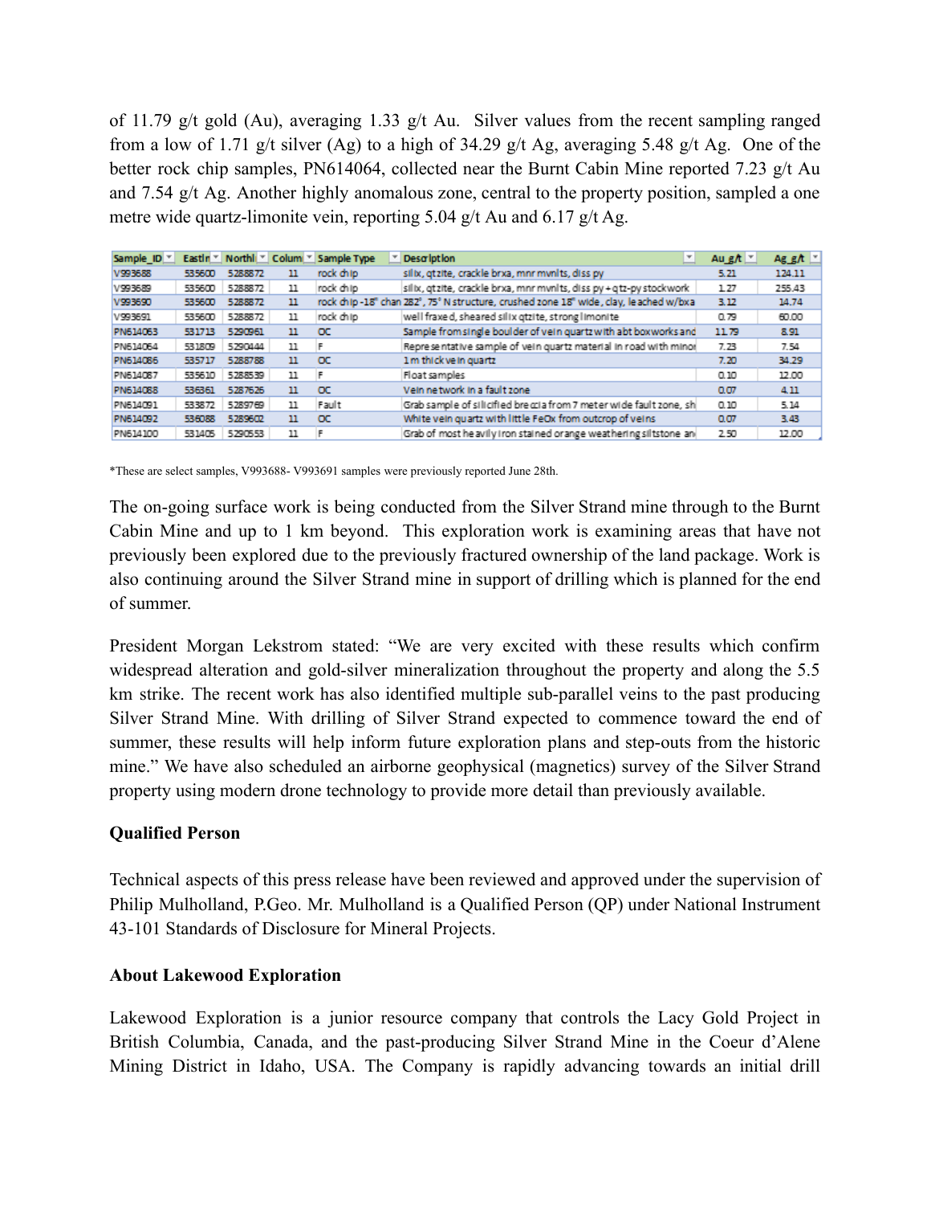of 11.79 g/t gold (Au), averaging 1.33 g/t Au. Silver values from the recent sampling ranged from a low of 1.71 g/t silver (Ag) to a high of 34.29 g/t Ag, averaging 5.48 g/t Ag. One of the better rock chip samples, PN614064, collected near the Burnt Cabin Mine reported 7.23 g/t Au and 7.54 g/t Ag. Another highly anomalous zone, central to the property position, sampled a one metre wide quartz-limonite vein, reporting 5.04 g/t Au and 6.17 g/t Ag.

| Sample_ID | Eastin | Northi | Colum | Sample Type | Description | Au_g/t | Ag_g/t |
|---|---|---|---|---|---|---|---|
| V993688 | 535600 | 5288872 | 11 | rock chip | silix, qtzite, crackle brxa, mnr mvnlts, diss py | 5.21 | 124.11 |
| V993689 | 535600 | 5288872 | 11 | rock chip | silix, qtzite, crackle brxa, mnr mvnlts, diss py + qtz-py stockwork | 1.27 | 255.43 |
| V993690 | 535600 | 5288872 | 11 | rock chip -18" chan | 282°, 75° N structure, crushed zone 18" wide, clay, leached w/bxa | 3.12 | 14.74 |
| V993691 | 535600 | 5288872 | 11 | rock chip | well fraxed, sheared silix qtzite, strong limonite | 0.79 | 60.00 |
| PN614063 | 531713 | 5290961 | 11 | OC | Sample from single boulder of vein quartz with abt boxworks and | 11.79 | 8.91 |
| PN614064 | 531809 | 5290444 | 11 | F | Representative sample of vein quartz material in road with minor | 7.23 | 7.54 |
| PN614086 | 535717 | 5288788 | 11 | OC | 1 m thick vein quartz | 7.20 | 34.29 |
| PN614087 | 535610 | 5288539 | 11 | F | Float samples | 0.10 | 12.00 |
| PN614088 | 536361 | 5287626 | 11 | OC | Vein network in a fault zone | 0.07 | 4.11 |
| PN614091 | 533872 | 5289769 | 11 | Fault | Grab sample of silicified breccia from 7 meter wide fault zone, sh | 0.10 | 5.14 |
| PN614092 | 536088 | 5289602 | 11 | OC | White vein quartz with little FeOx from outcrop of veins | 0.07 | 3.43 |
| PN614100 | 531405 | 5290553 | 11 | F | Grab of most heavily iron stained orange weathering siltstone an | 2.50 | 12.00 |

*These are select samples, V993688- V993691 samples were previously reported June 28th.

The on-going surface work is being conducted from the Silver Strand mine through to the Burnt Cabin Mine and up to 1 km beyond. This exploration work is examining areas that have not previously been explored due to the previously fractured ownership of the land package. Work is also continuing around the Silver Strand mine in support of drilling which is planned for the end of summer.

President Morgan Lekstrom stated: "We are very excited with these results which confirm widespread alteration and gold-silver mineralization throughout the property and along the 5.5 km strike. The recent work has also identified multiple sub-parallel veins to the past producing Silver Strand Mine. With drilling of Silver Strand expected to commence toward the end of summer, these results will help inform future exploration plans and step-outs from the historic mine." We have also scheduled an airborne geophysical (magnetics) survey of the Silver Strand property using modern drone technology to provide more detail than previously available.

**Qualified Person**

Technical aspects of this press release have been reviewed and approved under the supervision of Philip Mulholland, P.Geo. Mr. Mulholland is a Qualified Person (QP) under National Instrument 43-101 Standards of Disclosure for Mineral Projects.

**About Lakewood Exploration**

Lakewood Exploration is a junior resource company that controls the Lacy Gold Project in British Columbia, Canada, and the past-producing Silver Strand Mine in the Coeur d'Alene Mining District in Idaho, USA. The Company is rapidly advancing towards an initial drill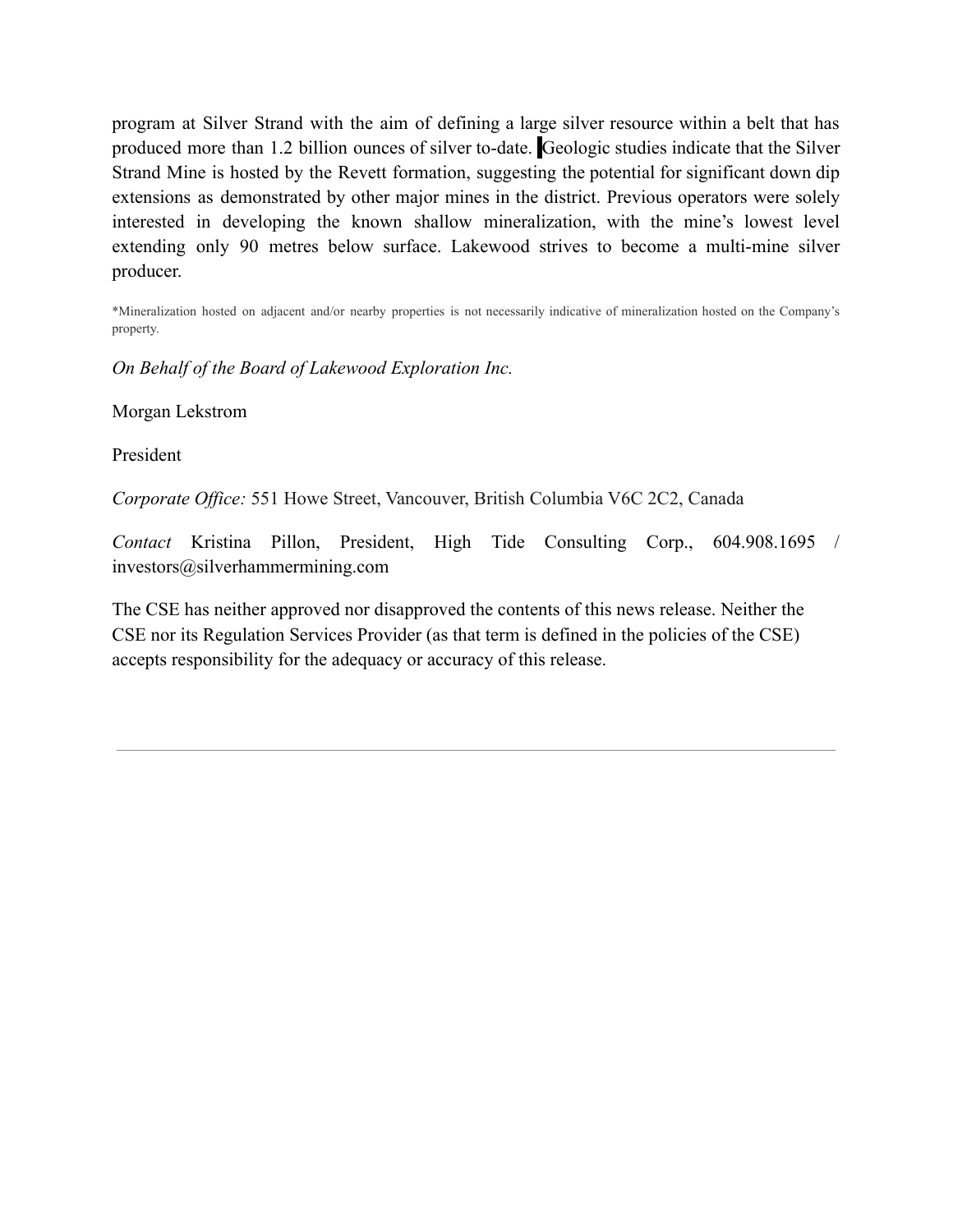program at Silver Strand with the aim of defining a large silver resource within a belt that has produced more than 1.2 billion ounces of silver to-date. Geologic studies indicate that the Silver Strand Mine is hosted by the Revett formation, suggesting the potential for significant down dip extensions as demonstrated by other major mines in the district. Previous operators were solely interested in developing the known shallow mineralization, with the mine's lowest level extending only 90 metres below surface. Lakewood strives to become a multi-mine silver producer.

*Mineralization hosted on adjacent and/or nearby properties is not necessarily indicative of mineralization hosted on the Company's property.

*On Behalf of the Board of Lakewood Exploration Inc.*

Morgan Lekstrom

President

*Corporate Office:* 551 Howe Street, Vancouver, British Columbia V6C 2C2, Canada

*Contact* Kristina Pillon, President, High Tide Consulting Corp., 604.908.1695 / investors@silverhammermining.com

The CSE has neither approved nor disapproved the contents of this news release. Neither the CSE nor its Regulation Services Provider (as that term is defined in the policies of the CSE) accepts responsibility for the adequacy or accuracy of this release.